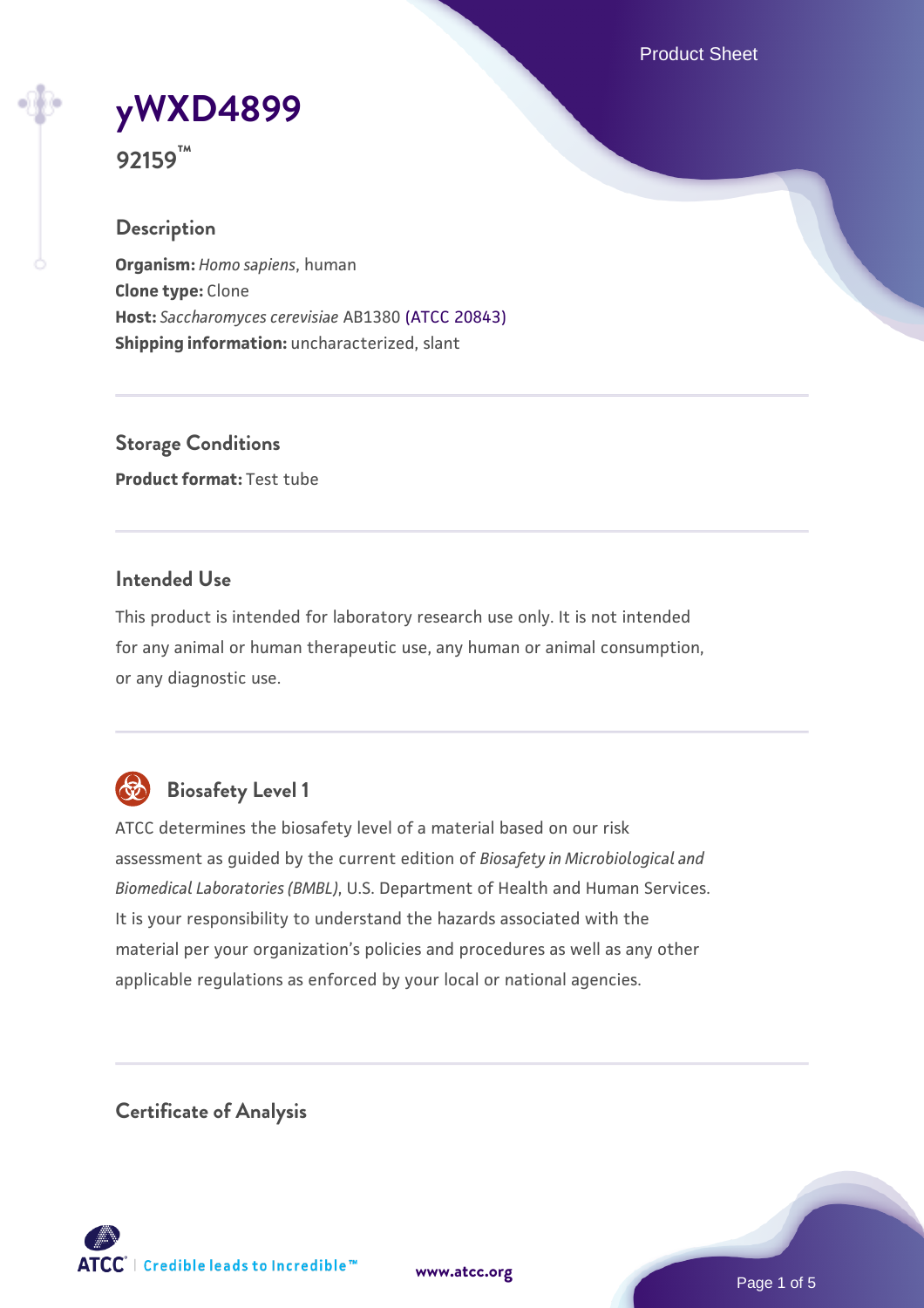# yWXD4899

**92159™**

## Description

**Organism:** *Homo sapiens*, human
**Clone type:** Clone
**Host:** *Saccharomyces cerevisiae* AB1380 (ATCC 20843)
**Shipping information:** uncharacterized, slant

## Storage Conditions

**Product format:** Test tube

## Intended Use

This product is intended for laboratory research use only. It is not intended for any animal or human therapeutic use, any human or animal consumption, or any diagnostic use.

## Biosafety Level 1

ATCC determines the biosafety level of a material based on our risk assessment as guided by the current edition of *Biosafety in Microbiological and Biomedical Laboratories (BMBL)*, U.S. Department of Health and Human Services. It is your responsibility to understand the hazards associated with the material per your organization's policies and procedures as well as any other applicable regulations as enforced by your local or national agencies.

## Certificate of Analysis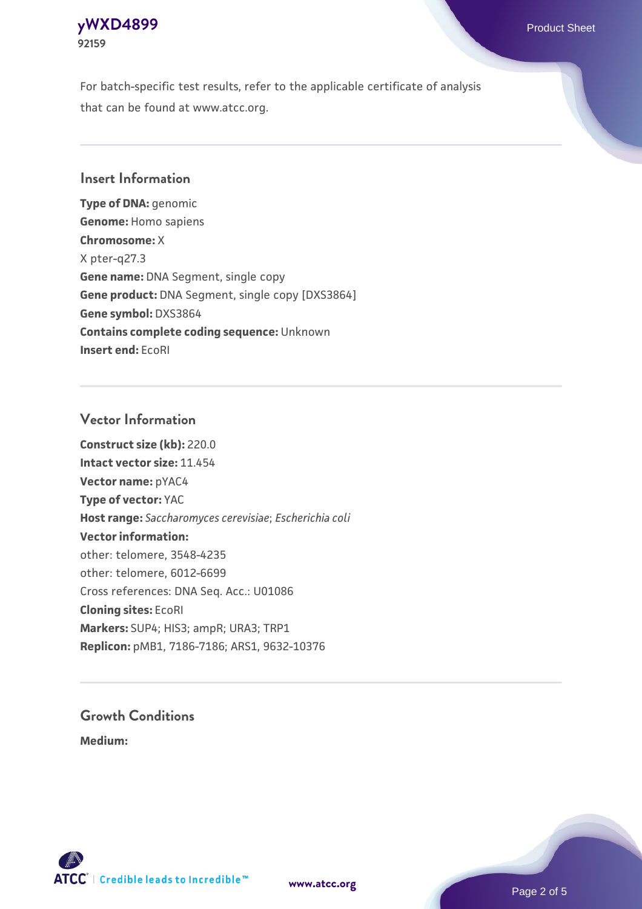For batch-specific test results, refer to the applicable certificate of analysis that can be found at www.atcc.org.

## Insert Information

**Type of DNA:** genomic
**Genome:** Homo sapiens
**Chromosome:** X
X pter-q27.3
**Gene name:** DNA Segment, single copy
**Gene product:** DNA Segment, single copy [DXS3864]
**Gene symbol:** DXS3864
**Contains complete coding sequence:** Unknown
**Insert end:** EcoRI

## Vector Information

**Construct size (kb):** 220.0
**Intact vector size:** 11.454
**Vector name:** pYAC4
**Type of vector:** YAC
**Host range:** *Saccharomyces cerevisiae*; *Escherichia coli*
**Vector information:**
other: telomere, 3548-4235
other: telomere, 6012-6699
Cross references: DNA Seq. Acc.: U01086
**Cloning sites:** EcoRI
**Markers:** SUP4; HIS3; ampR; URA3; TRP1
**Replicon:** pMB1, 7186-7186; ARS1, 9632-10376

## Growth Conditions

**Medium:**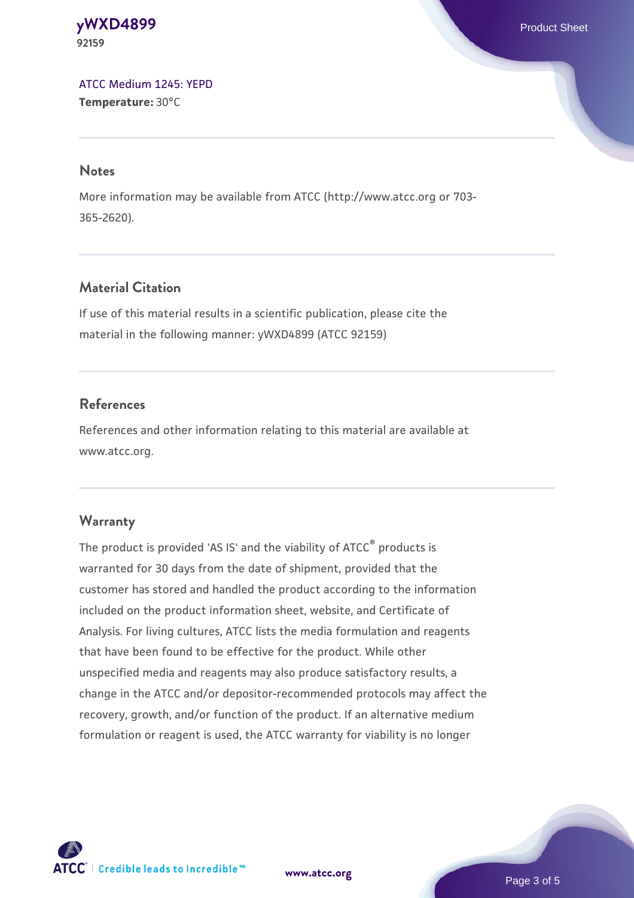[ATCC Medium 1245: YEPD](#)
**Temperature:** 30°C

## Notes

More information may be available from ATCC (http://www.atcc.org or 703-365-2620).

## Material Citation

If use of this material results in a scientific publication, please cite the material in the following manner: yWXD4899 (ATCC 92159)

## References

References and other information relating to this material are available at www.atcc.org.

## Warranty

The product is provided 'AS IS' and the viability of ATCC® products is warranted for 30 days from the date of shipment, provided that the customer has stored and handled the product according to the information included on the product information sheet, website, and Certificate of Analysis. For living cultures, ATCC lists the media formulation and reagents that have been found to be effective for the product. While other unspecified media and reagents may also produce satisfactory results, a change in the ATCC and/or depositor-recommended protocols may affect the recovery, growth, and/or function of the product. If an alternative medium formulation or reagent is used, the ATCC warranty for viability is no longer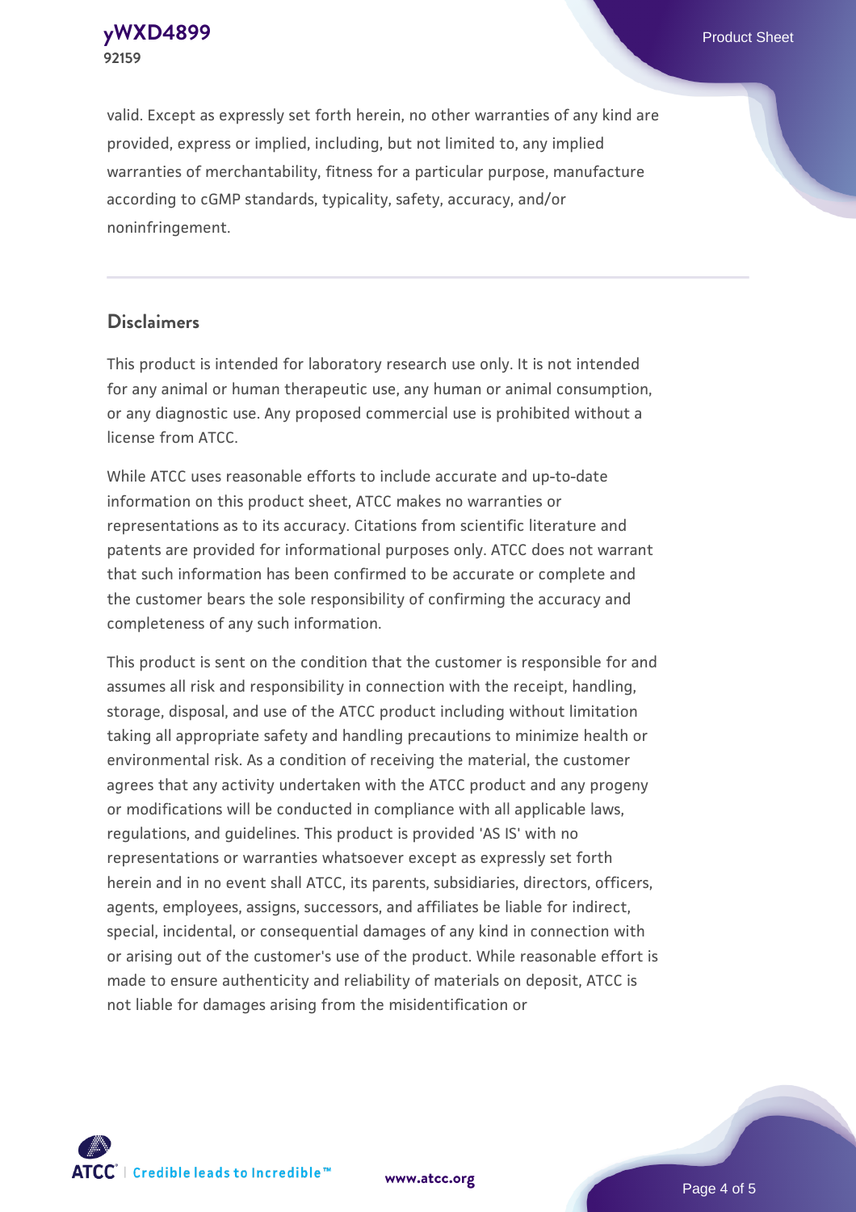valid. Except as expressly set forth herein, no other warranties of any kind are provided, express or implied, including, but not limited to, any implied warranties of merchantability, fitness for a particular purpose, manufacture according to cGMP standards, typicality, safety, accuracy, and/or noninfringement.

## Disclaimers

This product is intended for laboratory research use only. It is not intended for any animal or human therapeutic use, any human or animal consumption, or any diagnostic use. Any proposed commercial use is prohibited without a license from ATCC.

While ATCC uses reasonable efforts to include accurate and up-to-date information on this product sheet, ATCC makes no warranties or representations as to its accuracy. Citations from scientific literature and patents are provided for informational purposes only. ATCC does not warrant that such information has been confirmed to be accurate or complete and the customer bears the sole responsibility of confirming the accuracy and completeness of any such information.

This product is sent on the condition that the customer is responsible for and assumes all risk and responsibility in connection with the receipt, handling, storage, disposal, and use of the ATCC product including without limitation taking all appropriate safety and handling precautions to minimize health or environmental risk. As a condition of receiving the material, the customer agrees that any activity undertaken with the ATCC product and any progeny or modifications will be conducted in compliance with all applicable laws, regulations, and guidelines. This product is provided 'AS IS' with no representations or warranties whatsoever except as expressly set forth herein and in no event shall ATCC, its parents, subsidiaries, directors, officers, agents, employees, assigns, successors, and affiliates be liable for indirect, special, incidental, or consequential damages of any kind in connection with or arising out of the customer's use of the product. While reasonable effort is made to ensure authenticity and reliability of materials on deposit, ATCC is not liable for damages arising from the misidentification or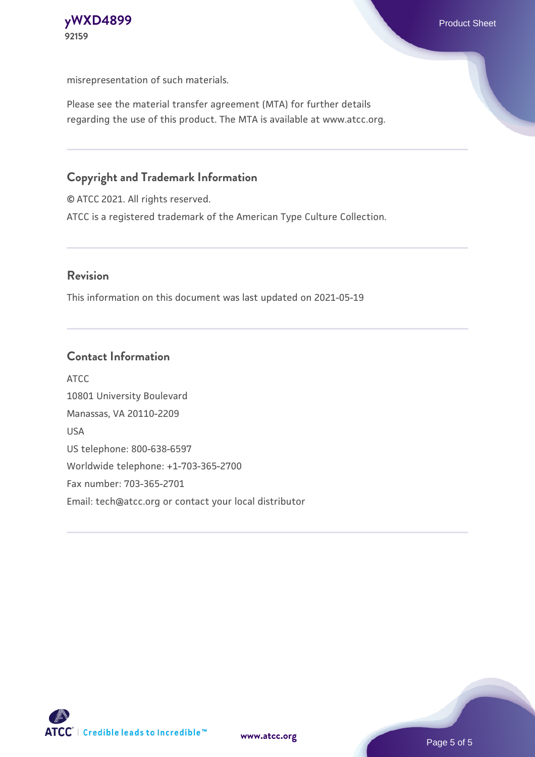misrepresentation of such materials.

Please see the material transfer agreement (MTA) for further details regarding the use of this product. The MTA is available at www.atcc.org.

## Copyright and Trademark Information

© ATCC 2021. All rights reserved.

ATCC is a registered trademark of the American Type Culture Collection.

## Revision

This information on this document was last updated on 2021-05-19

## Contact Information

ATCC
10801 University Boulevard
Manassas, VA 20110-2209
USA
US telephone: 800-638-6597
Worldwide telephone: +1-703-365-2700
Fax number: 703-365-2701
Email: tech@atcc.org or contact your local distributor